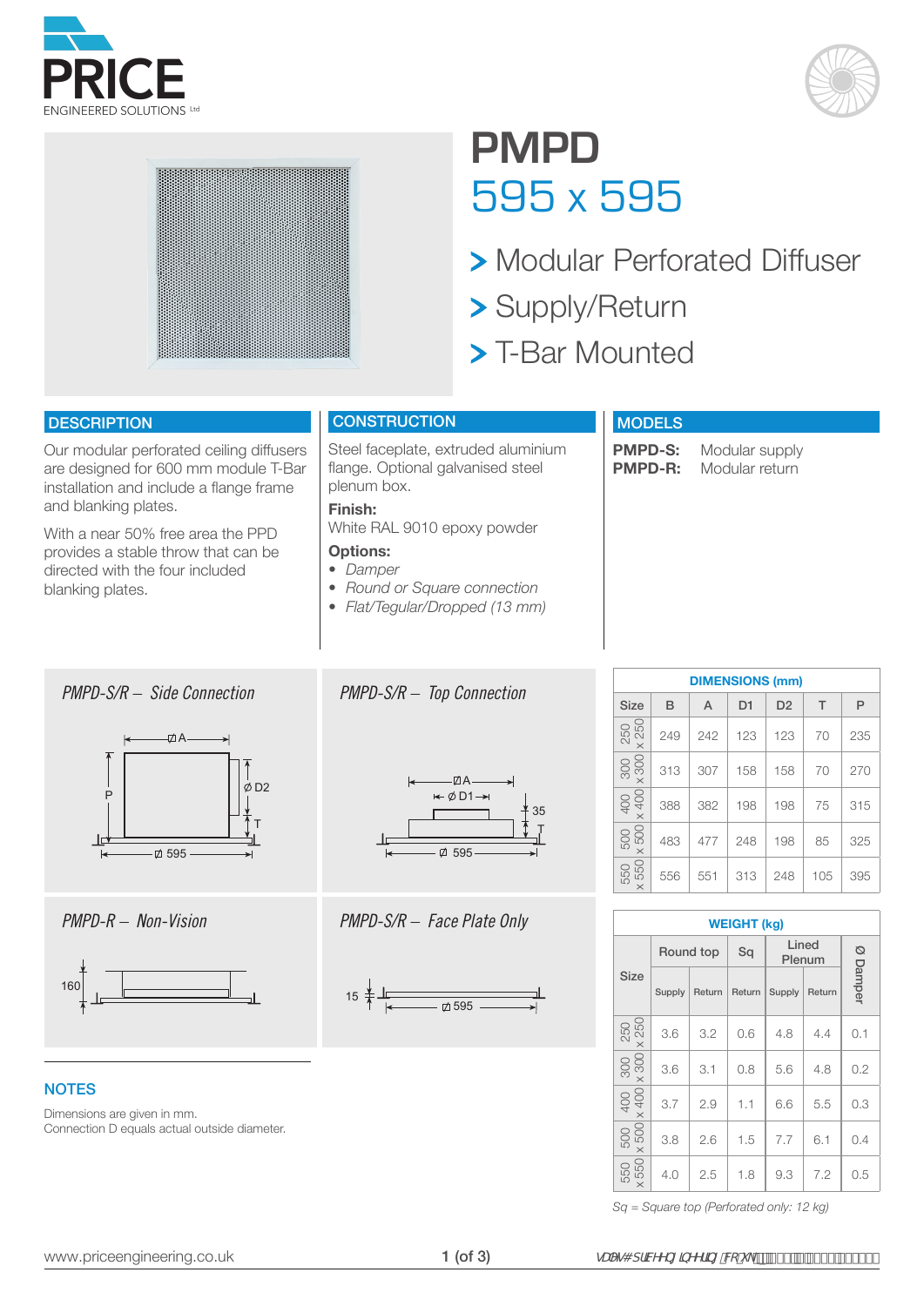# PMPD

## 595 x 595

> Modular Perforated Diffuser
> Supply/Return
> T-Bar Mounted

### DESCRIPTION

Our modular perforated ceiling diffusers are designed for 600 mm module T-Bar installation and include a flange frame and blanking plates.

With a near 50% free area the PPD provides a stable throw that can be directed with the four included blanking plates.

### CONSTRUCTION

Steel faceplate, extruded aluminium flange. Optional galvanised steel plenum box.

**Finish:**
White RAL 9010 epoxy powder

**Options:**
- *Damper*
- *Round or Square connection*
- *Flat/Tegular/Dropped (13 mm)*

### MODELS

**PMPD-S:** Modular supply
**PMPD-R:** Modular return

*PMPD-S/R – Side Connection*

ØA
P
Ø D2
T
Ø 595

*PMPD-S/R – Top Connection*

ØA
Ø D1
35
T
Ø 595

*PMPD-R – Non-Vision*

160

*PMPD-S/R – Face Plate Only*

15
Ø 595

| DIMENSIONS (mm) | | | | | | |
|---|---|---|---|---|---|---|
| Size | B | A | D1 | D2 | T | P |
| 250 x 250 | 249 | 242 | 123 | 123 | 70 | 235 |
| 300 x 300 | 313 | 307 | 158 | 158 | 70 | 270 |
| 400 x 400 | 388 | 382 | 198 | 198 | 75 | 315 |
| 500 x 500 | 483 | 477 | 248 | 198 | 85 | 325 |
| 550 x 550 | 556 | 551 | 313 | 248 | 105 | 395 |

| WEIGHT (kg) | | | | | | |
|---|---|---|---|---|---|---|
| Size | Round top | | Sq | Lined Plenum | | Ø Damper |
| | Supply | Return | Return | Supply | Return | |
| 250 x 250 | 3.6 | 3.2 | 0.6 | 4.8 | 4.4 | 0.1 |
| 300 x 300 | 3.6 | 3.1 | 0.8 | 5.6 | 4.8 | 0.2 |
| 400 x 400 | 3.7 | 2.9 | 1.1 | 6.6 | 5.5 | 0.3 |
| 500 x 500 | 3.8 | 2.6 | 1.5 | 7.7 | 6.1 | 0.4 |
| 550 x 550 | 4.0 | 2.5 | 1.8 | 9.3 | 7.2 | 0.5 |

*Sq = Square top (Perforated only: 12 kg)*

### NOTES

Dimensions are given in mm.
Connection D equals actual outside diameter.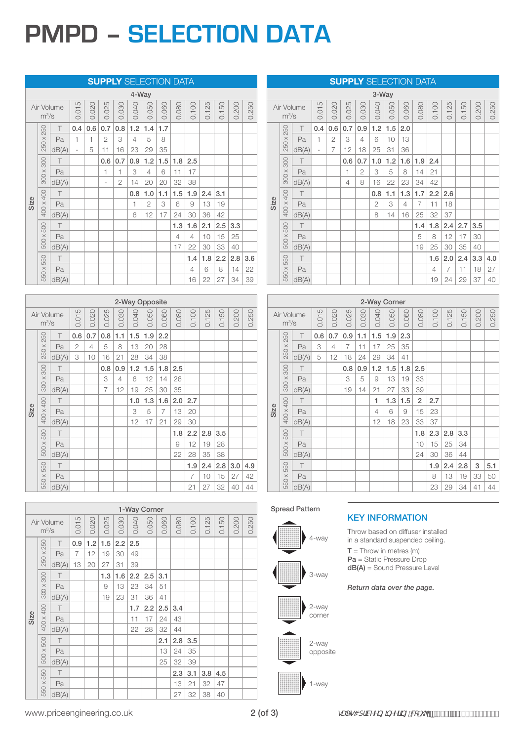# PMPD – SELECTION DATA

## SUPPLY SELECTION DATA

### 4-Way

| Size | | 0.015 | 0.020 | 0.025 | 0.030 | 0.040 | 0.050 | 0.060 | 0.080 | 0.100 | 0.125 | 0.150 | 0.200 | 0.250 |
|---|---|---|---|---|---|---|---|---|---|---|---|---|---|---|
| 250 x 250 | T | 0.4 | 0.6 | 0.7 | 0.8 | 1.2 | 1.4 | 1.7 | | | | | | |
| | Pa | 1 | 1 | 2 | 3 | 4 | 5 | 8 | | | | | | |
| | dB(A) | - | 5 | 11 | 16 | 23 | 29 | 35 | | | | | | |
| 300 x 300 | T | | | 0.6 | 0.7 | 0.9 | 1.2 | 1.5 | 1.8 | 2.5 | | | | |
| | Pa | | | 1 | 1 | 3 | 4 | 6 | 11 | 17 | | | | |
| | dB(A) | | | - | 2 | 14 | 20 | 20 | 32 | 38 | | | | |
| 400 x 400 | T | | | | | 0.8 | 1.0 | 1.1 | 1.5 | 1.9 | 2.4 | 3.1 | | |
| | Pa | | | | | 1 | 2 | 3 | 6 | 9 | 13 | 19 | | |
| | dB(A) | | | | | 6 | 12 | 17 | 24 | 30 | 36 | 42 | | |
| 500 x 500 | T | | | | | | | | 1.3 | 1.6 | 2.1 | 2.5 | 3.3 | |
| | Pa | | | | | | | | 4 | 4 | 10 | 15 | 25 | |
| | dB(A) | | | | | | | | 17 | 22 | 30 | 33 | 40 | |
| 550 x 550 | T | | | | | | | | | 1.4 | 1.8 | 2.2 | 2.8 | 3.6 |
| | Pa | | | | | | | | | 4 | 6 | 8 | 14 | 22 |
| | dB(A) | | | | | | | | | 16 | 22 | 27 | 34 | 39 |

Air Volume $m^3/s$

### 3-Way

| Size | | 0.015 | 0.020 | 0.025 | 0.030 | 0.040 | 0.050 | 0.060 | 0.080 | 0.100 | 0.125 | 0.150 | 0.200 | 0.250 |
|---|---|---|---|---|---|---|---|---|---|---|---|---|---|---|
| 250 x 250 | T | 0.4 | 0.6 | 0.7 | 0.9 | 1.2 | 1.5 | 2.0 | | | | | | |
| | Pa | 1 | 2 | 3 | 4 | 6 | 10 | 13 | | | | | | |
| | dB(A) | - | 7 | 12 | 18 | 25 | 31 | 36 | | | | | | |
| 300 x 300 | T | | | 0.6 | 0.7 | 1.0 | 1.2 | 1.6 | 1.9 | 2.4 | | | | |
| | Pa | | | 1 | 2 | 3 | 5 | 8 | 14 | 21 | | | | |
| | dB(A) | | | 4 | 8 | 16 | 22 | 23 | 34 | 42 | | | | |
| 400 x 400 | T | | | | | 0.8 | 1.1 | 1.3 | 1.7 | 2.2 | 2.6 | | | |
| | Pa | | | | | 2 | 3 | 4 | 7 | 11 | 18 | | | |
| | dB(A) | | | | | 8 | 14 | 16 | 25 | 32 | 37 | | | |
| 500 x 500 | T | | | | | | | | 1.4 | 1.8 | 2.4 | 2.7 | 3.5 | |
| | Pa | | | | | | | | 5 | 8 | 12 | 17 | 30 | |
| | dB(A) | | | | | | | | 19 | 25 | 30 | 35 | 40 | |
| 550 x 550 | T | | | | | | | | | 1.6 | 2.0 | 2.4 | 3.3 | 4.0 |
| | Pa | | | | | | | | | 4 | 7 | 11 | 18 | 27 |
| | dB(A) | | | | | | | | | 19 | 24 | 29 | 37 | 40 |

Air Volume $m^3/s$

### 2-Way Opposite

| Size | | 0.015 | 0.020 | 0.025 | 0.030 | 0.040 | 0.050 | 0.060 | 0.080 | 0.100 | 0.125 | 0.150 | 0.200 | 0.250 |
|---|---|---|---|---|---|---|---|---|---|---|---|---|---|---|
| 250 x 250 | T | 0.6 | 0.7 | 0.8 | 1.1 | 1.5 | 1.9 | 2.2 | | | | | | |
| | Pa | 2 | 4 | 5 | 8 | 13 | 20 | 28 | | | | | | |
| | dB(A) | 3 | 10 | 16 | 21 | 28 | 34 | 38 | | | | | | |
| 300 x 300 | T | | | 0.8 | 0.9 | 1.2 | 1.5 | 1.8 | 2.5 | | | | | |
| | Pa | | | 3 | 4 | 6 | 12 | 14 | 26 | | | | | |
| | dB(A) | | | 7 | 12 | 19 | 25 | 30 | 35 | | | | | |
| 400 x 400 | T | | | | | 1.0 | 1.3 | 1.6 | 2.0 | 2.7 | | | | |
| | Pa | | | | | 3 | 5 | 7 | 13 | 20 | | | | |
| | dB(A) | | | | | 12 | 17 | 21 | 29 | 30 | | | | |
| 500 x 500 | T | | | | | | | | 1.8 | 2.2 | 2.8 | 3.5 | | |
| | Pa | | | | | | | | 9 | 12 | 19 | 28 | | |
| | dB(A) | | | | | | | | 22 | 28 | 35 | 38 | | |
| 550 x 550 | T | | | | | | | | | 1.9 | 2.4 | 2.8 | 3.0 | 4.9 |
| | Pa | | | | | | | | | 7 | 10 | 15 | 27 | 42 |
| | dB(A) | | | | | | | | | 21 | 27 | 32 | 40 | 44 |

Air Volume $m^3/s$

### 2-Way Corner

| Size | | 0.015 | 0.020 | 0.025 | 0.030 | 0.040 | 0.050 | 0.060 | 0.080 | 0.100 | 0.125 | 0.150 | 0.200 | 0.250 |
|---|---|---|---|---|---|---|---|---|---|---|---|---|---|---|
| 250 x 250 | T | 0.6 | 0.7 | 0.9 | 1.1 | 1.5 | 1.9 | 2.3 | | | | | | |
| | Pa | 3 | 4 | 7 | 11 | 17 | 25 | 35 | | | | | | |
| | dB(A) | 5 | 12 | 18 | 24 | 29 | 34 | 41 | | | | | | |
| 300 x 300 | T | | | 0.8 | 0.9 | 1.2 | 1.5 | 1.8 | 2.5 | | | | | |
| | Pa | | | 3 | 5 | 9 | 13 | 19 | 33 | | | | | |
| | dB(A) | | | 19 | 14 | 21 | 27 | 33 | 39 | | | | | |
| 400 x 400 | T | | | | | 1 | 1.3 | 1.5 | 2 | 2.7 | | | | |
| | Pa | | | | | 4 | 6 | 9 | 15 | 23 | | | | |
| | dB(A) | | | | | 12 | 18 | 23 | 33 | 37 | | | | |
| 500 x 500 | T | | | | | | | | 1.8 | 2.3 | 2.8 | 3.3 | | |
| | Pa | | | | | | | | 10 | 15 | 25 | 34 | | |
| | dB(A) | | | | | | | | 24 | 30 | 36 | 44 | | |
| 550 x 550 | T | | | | | | | | | 1.9 | 2.4 | 2.8 | 3 | 5.1 |
| | Pa | | | | | | | | | 8 | 13 | 19 | 33 | 50 |
| | dB(A) | | | | | | | | | 23 | 29 | 34 | 41 | 44 |

Air Volume $m^3/s$

### 1-Way Corner

| Size | | 0.015 | 0.020 | 0.025 | 0.030 | 0.040 | 0.050 | 0.060 | 0.080 | 0.100 | 0.125 | 0.150 | 0.200 | 0.250 |
|---|---|---|---|---|---|---|---|---|---|---|---|---|---|---|
| 250 x 250 | T | 0.9 | 1.2 | 1.5 | 2.2 | 2.5 | | | | | | | | |
| | Pa | 7 | 12 | 19 | 30 | 49 | | | | | | | | |
| | dB(A) | 13 | 20 | 27 | 31 | 39 | | | | | | | | |
| 300 x 300 | T | | | 1.3 | 1.6 | 2.2 | 2.5 | 3.1 | | | | | | |
| | Pa | | | 9 | 13 | 23 | 34 | 51 | | | | | | |
| | dB(A) | | | 19 | 23 | 31 | 36 | 41 | | | | | | |
| 400 x 400 | T | | | | | 1.7 | 2.2 | 2.5 | 3.4 | | | | | |
| | Pa | | | | | 11 | 17 | 24 | 43 | | | | | |
| | dB(A) | | | | | 22 | 28 | 32 | 44 | | | | | |
| 500 x 500 | T | | | | | | | 2.1 | 2.8 | 3.5 | | | | |
| | Pa | | | | | | | 13 | 24 | 35 | | | | |
| | dB(A) | | | | | | | 25 | 32 | 39 | | | | |
| 550 x 550 | T | | | | | | | | 2.3 | 3.1 | 3.8 | 4.5 | | |
| | Pa | | | | | | | | 13 | 21 | 32 | 47 | | |
| | dB(A) | | | | | | | | 27 | 32 | 38 | 40 | | |

Air Volume $m^3/s$

Spread Pattern

4-way

3-way

2-way corner

2-way opposite

1-way

## KEY INFORMATION

Throw based on diffuser installed in a standard suspended ceiling.

**T** = Throw in metres (m)
**Pa** = Static Pressure Drop
**dB(A)** = Sound Pressure Level

*Return data over the page.*

www.priceengineering.co.uk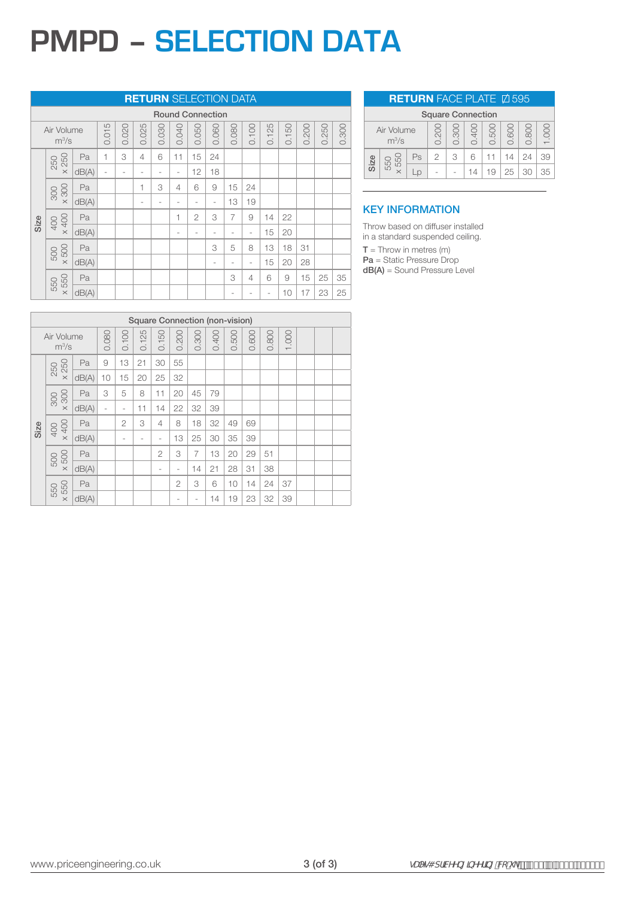# PMPD – SELECTION DATA

**RETURN** SELECTION DATA

| Round Connection | | | | | | | | | | | | | | | |
|---|---|---|---|---|---|---|---|---|---|---|---|---|---|---|---|
| Air Volume m³/s | | 0.015 | 0.020 | 0.025 | 0.030 | 0.040 | 0.050 | 0.060 | 0.080 | 0.100 | 0.125 | 0.150 | 0.200 | 0.250 | 0.300 |
| 250 x 250 | Pa | 1 | 3 | 4 | 6 | 11 | 15 | 24 | | | | | | | |
| | dB(A) | - | - | - | - | - | 12 | 18 | | | | | | | |
| 300 x 300 | Pa | | | 1 | 3 | 4 | 6 | 9 | 15 | 24 | | | | | |
| | dB(A) | | | - | - | - | - | - | 13 | 19 | | | | | |
| 400 x 400 | Pa | | | | | 1 | 2 | 3 | 7 | 9 | 14 | 22 | | | |
| | dB(A) | | | | | - | - | - | - | - | 15 | 20 | | | |
| 500 x 500 | Pa | | | | | | | 3 | 5 | 8 | 13 | 18 | 31 | | |
| | dB(A) | | | | | | | - | - | - | 15 | 20 | 28 | | |
| 550 x 550 | Pa | | | | | | | | 3 | 4 | 6 | 9 | 15 | 25 | 35 |
| | dB(A) | | | | | | | | - | - | - | 10 | 17 | 23 | 25 |

| Square Connection (non-vision) | | | | | | | | | | | | | | |
|---|---|---|---|---|---|---|---|---|---|---|---|---|---|---|
| Air Volume m³/s | | 0.080 | 0.100 | 0.125 | 0.150 | 0.200 | 0.300 | 0.400 | 0.500 | 0.600 | 0.800 | 1.000 | | |
| 250 x 250 | Pa | 9 | 13 | 21 | 30 | 55 | | | | | | | | |
| | dB(A) | 10 | 15 | 20 | 25 | 32 | | | | | | | | |
| 300 x 300 | Pa | 3 | 5 | 8 | 11 | 20 | 45 | 79 | | | | | | |
| | dB(A) | - | - | 11 | 14 | 22 | 32 | 39 | | | | | | |
| 400 x 400 | Pa | | 2 | 3 | 4 | 8 | 18 | 32 | 49 | 69 | | | | |
| | dB(A) | | - | - | - | 13 | 25 | 30 | 35 | 39 | | | | |
| 500 x 500 | Pa | | | | 2 | 3 | 7 | 13 | 20 | 29 | 51 | | | |
| | dB(A) | | | | - | - | 14 | 21 | 28 | 31 | 38 | | | |
| 550 x 550 | Pa | | | | | 2 | 3 | 6 | 10 | 14 | 24 | 37 | | |
| | dB(A) | | | | | - | - | 14 | 19 | 23 | 32 | 39 | | |

**RETURN** FACE PLATE ☐595

| Square Connection | | | | | | | | |
|---|---|---|---|---|---|---|---|---|
| Air Volume m³/s | | 0.200 | 0.300 | 0.400 | 0.500 | 0.600 | 0.800 | 1.000 |
| 550 x 550 | Ps | 2 | 3 | 6 | 11 | 14 | 24 | 39 |
| | Lp | - | - | 14 | 19 | 25 | 30 | 35 |

## KEY INFORMATION

Throw based on diffuser installed in a standard suspended ceiling.

**T** = Throw in metres (m)
**Pa** = Static Pressure Drop
**dB(A)** = Sound Pressure Level

www.priceengineering.co.uk